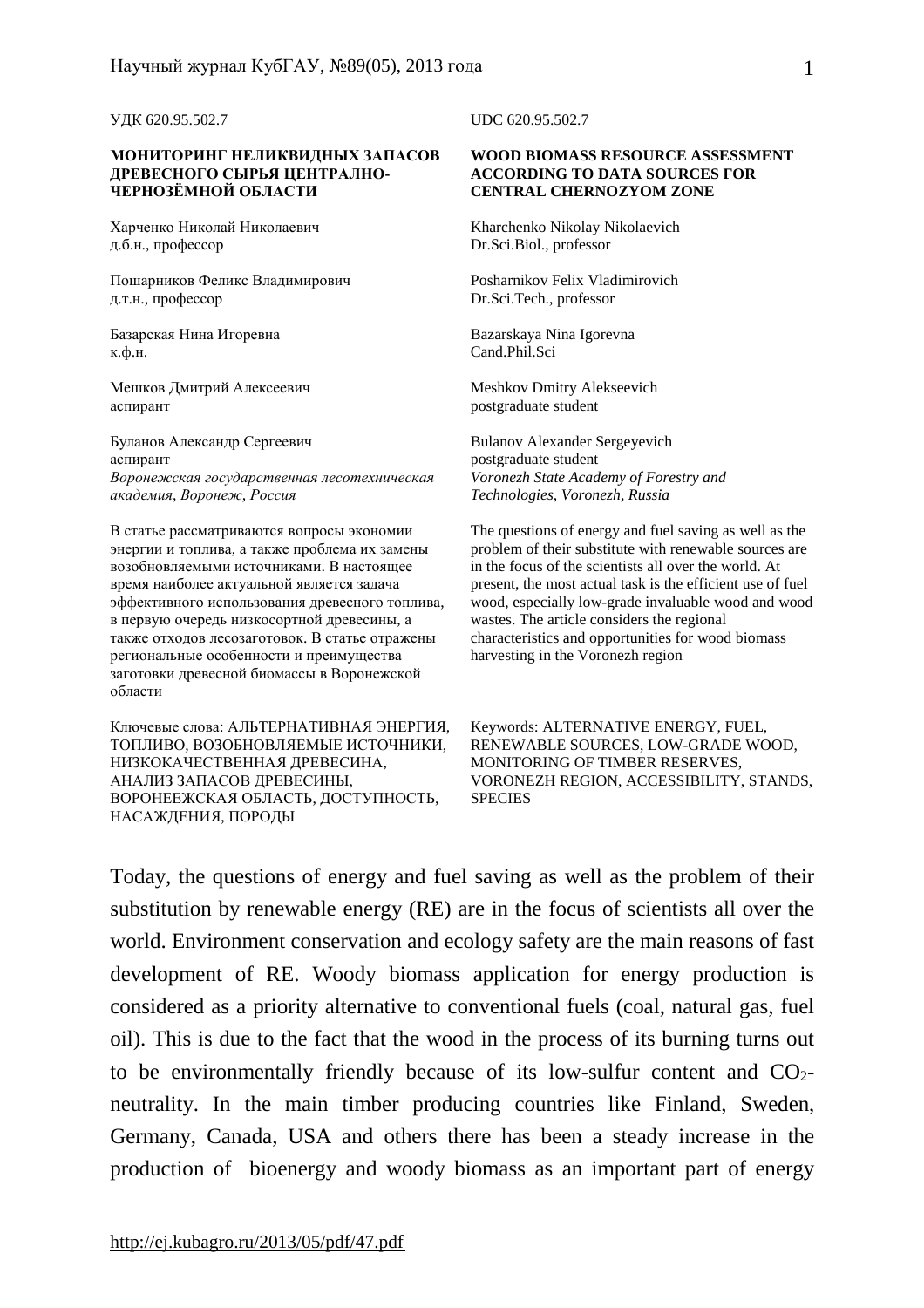УДК 620.95.502.7

**МОНИТОРИНГ НЕЛИКВИДНЫХ ЗАПАСОВ ДРЕВЕСНОГО СЫРЬЯ ЦЕНТРАЛНО-ЧЕРНОЗЁМНОЙ ОБЛАСТИ**

Харченко Николай Николаевич
д.б.н., профессор

Пошарников Феликс Владимирович
д.т.н., профессор

Базарская Нина Игоревна
к.ф.н.

Мешков Дмитрий Алексеевич
аспирант

Буланов Александр Сергеевич
аспирант
*Воронежская государственная лесотехническая академия, Воронеж, Россия*

В статье рассматриваются вопросы экономии энергии и топлива, а также проблема их замены возобновляемыми источниками. В настоящее время наиболее актуальной является задача эффективного использования древесного топлива, в первую очередь низкосортной древесины, а также отходов лесозаготовок. В статье отражены региональные особенности и преимущества заготовки древесной биомассы в Воронежской области

Ключевые слова: АЛЬТЕРНАТИВНАЯ ЭНЕРГИЯ, ТОПЛИВО, ВОЗОБНОВЛЯЕМЫЕ ИСТОЧНИКИ, НИЗКОКАЧЕСТВЕННАЯ ДРЕВЕСИНА, АНАЛИЗ ЗАПАСОВ ДРЕВЕСИНЫ, ВОРОНЕЕЖСКАЯ ОБЛАСТЬ, ДОСТУПНОСТЬ, НАСАЖДЕНИЯ, ПОРОДЫ

UDC 620.95.502.7

**WOOD BIOMASS RESOURCE ASSESSMENT ACCORDING TO DATA SOURCES FOR CENTRAL CHERNOZYOM ZONE**

Kharchenko Nikolay Nikolaevich
Dr.Sci.Biol., professor

Posharnikov Felix Vladimirovich
Dr.Sci.Tech., professor

Bazarskaya Nina Igorevna
Cand.Phil.Sci

Meshkov Dmitry Alekseevich
postgraduate student

Bulanov Alexander Sergeyevich
postgraduate student
*Voronezh State Academy of Forestry and Technologies, Voronezh, Russia*

The questions of energy and fuel saving as well as the problem of their substitute with renewable sources are in the focus of the scientists all over the world. At present, the most actual task is the efficient use of fuel wood, especially low-grade invaluable wood and wood wastes. The article considers the regional characteristics and opportunities for wood biomass harvesting in the Voronezh region

Keywords: ALTERNATIVE ENERGY, FUEL, RENEWABLE SOURCES, LOW-GRADE WOOD, MONITORING OF TIMBER RESERVES, VORONEZH REGION, ACCESSIBILITY, STANDS, SPECIES

Today, the questions of energy and fuel saving as well as the problem of their substitution by renewable energy (RE) are in the focus of scientists all over the world. Environment conservation and ecology safety are the main reasons of fast development of RE. Woody biomass application for energy production is considered as a priority alternative to conventional fuels (coal, natural gas, fuel oil). This is due to the fact that the wood in the process of its burning turns out to be environmentally friendly because of its low-sulfur content and $CO_2$-neutrality. In the main timber producing countries like Finland, Sweden, Germany, Canada, USA and others there has been a steady increase in the production of bioenergy and woody biomass as an important part of energy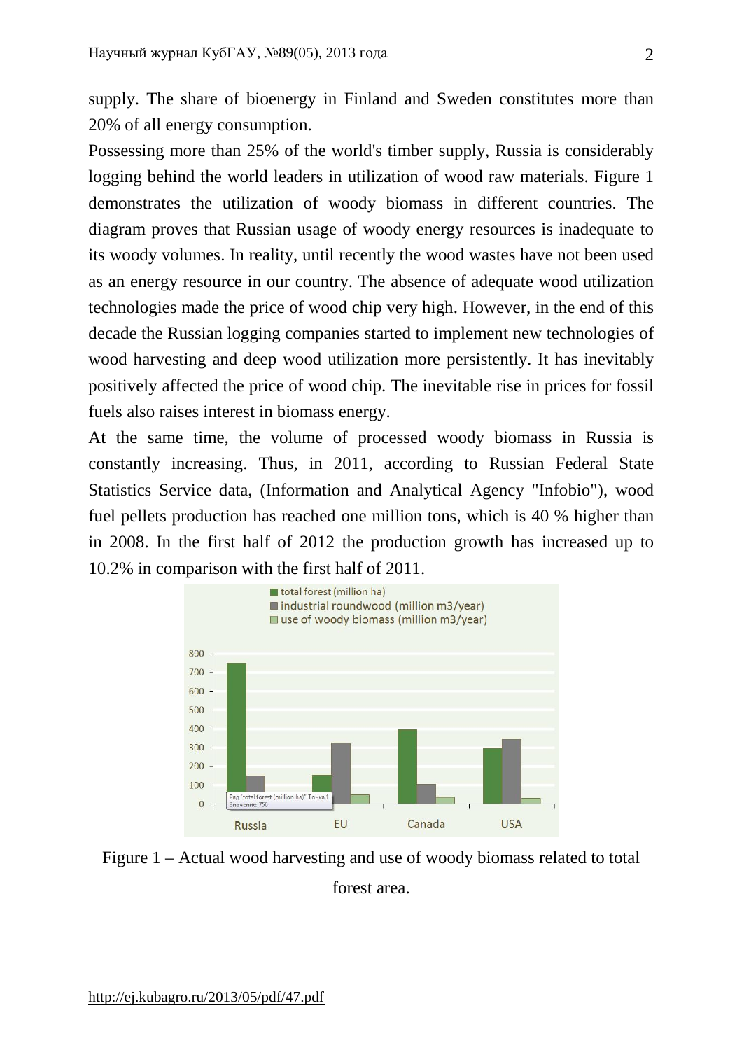supply. The share of bioenergy in Finland and Sweden constitutes more than 20% of all energy consumption.

Possessing more than 25% of the world's timber supply, Russia is considerably logging behind the world leaders in utilization of wood raw materials. Figure 1 demonstrates the utilization of woody biomass in different countries. The diagram proves that Russian usage of woody energy resources is inadequate to its woody volumes. In reality, until recently the wood wastes have not been used as an energy resource in our country. The absence of adequate wood utilization technologies made the price of wood chip very high. However, in the end of this decade the Russian logging companies started to implement new technologies of wood harvesting and deep wood utilization more persistently. It has inevitably positively affected the price of wood chip. The inevitable rise in prices for fossil fuels also raises interest in biomass energy.

At the same time, the volume of processed woody biomass in Russia is constantly increasing. Thus, in 2011, according to Russian Federal State Statistics Service data, (Information and Analytical Agency "Infobio"), wood fuel pellets production has reached one million tons, which is 40 % higher than in 2008. In the first half of 2012 the production growth has increased up to 10.2% in comparison with the first half of 2011.

Figure 1 – Actual wood harvesting and use of woody biomass related to total forest area.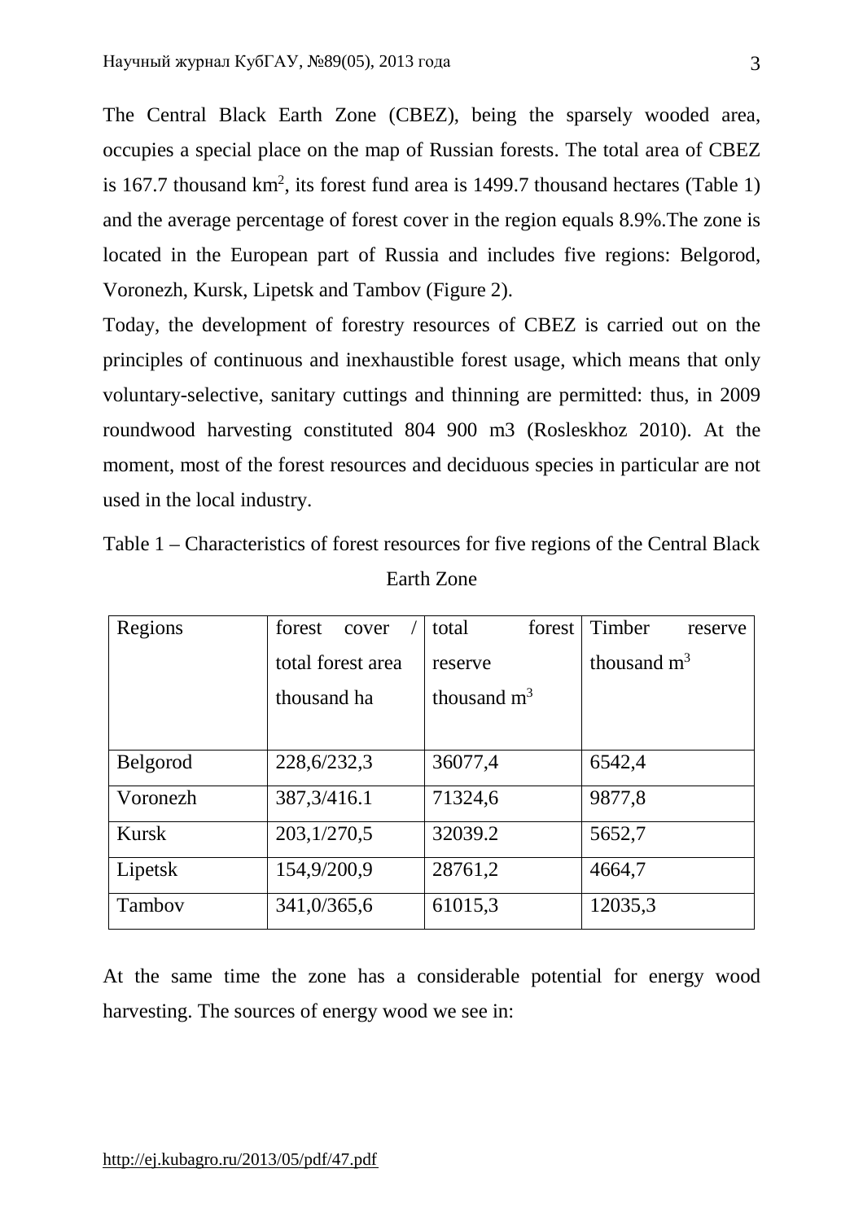The Central Black Earth Zone (CBEZ), being the sparsely wooded area, occupies a special place on the map of Russian forests. The total area of CBEZ is 167.7 thousand $km^2$, its forest fund area is 1499.7 thousand hectares (Table 1) and the average percentage of forest cover in the region equals 8.9%.The zone is located in the European part of Russia and includes five regions: Belgorod, Voronezh, Kursk, Lipetsk and Tambov (Figure 2).

Today, the development of forestry resources of CBEZ is carried out on the principles of continuous and inexhaustible forest usage, which means that only voluntary-selective, sanitary cuttings and thinning are permitted: thus, in 2009 roundwood harvesting constituted 804 900 m3 (Rosleskhoz 2010). At the moment, most of the forest resources and deciduous species in particular are not used in the local industry.

Table 1 – Characteristics of forest resources for five regions of the Central Black Earth Zone

| Regions | forest cover / total forest area thousand ha | total forest reserve thousand $m^3$ | Timber reserve thousand $m^3$ |
|---|---|---|---|
| Belgorod | 228,6/232,3 | 36077,4 | 6542,4 |
| Voronezh | 387,3/416.1 | 71324,6 | 9877,8 |
| Kursk | 203,1/270,5 | 32039.2 | 5652,7 |
| Lipetsk | 154,9/200,9 | 28761,2 | 4664,7 |
| Tambov | 341,0/365,6 | 61015,3 | 12035,3 |

At the same time the zone has a considerable potential for energy wood harvesting. The sources of energy wood we see in: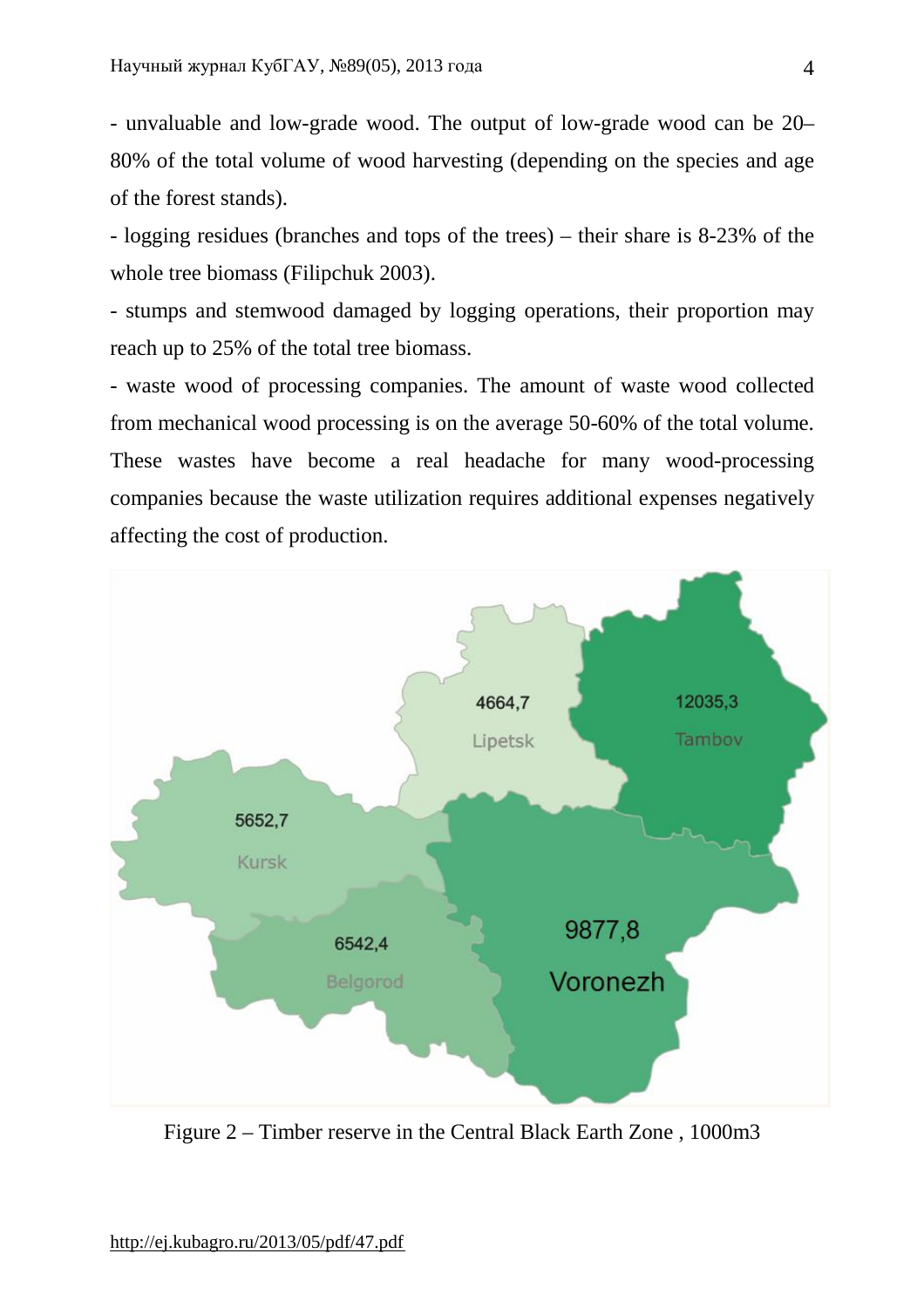- unvaluable and low-grade wood. The output of low-grade wood can be 20–80% of the total volume of wood harvesting (depending on the species and age of the forest stands).

- logging residues (branches and tops of the trees) – their share is 8-23% of the whole tree biomass (Filipchuk 2003).

- stumps and stemwood damaged by logging operations, their proportion may reach up to 25% of the total tree biomass.

- waste wood of processing companies. The amount of waste wood collected from mechanical wood processing is on the average 50-60% of the total volume. These wastes have become a real headache for many wood-processing companies because the waste utilization requires additional expenses negatively affecting the cost of production.

Figure 2 – Timber reserve in the Central Black Earth Zone , 1000m3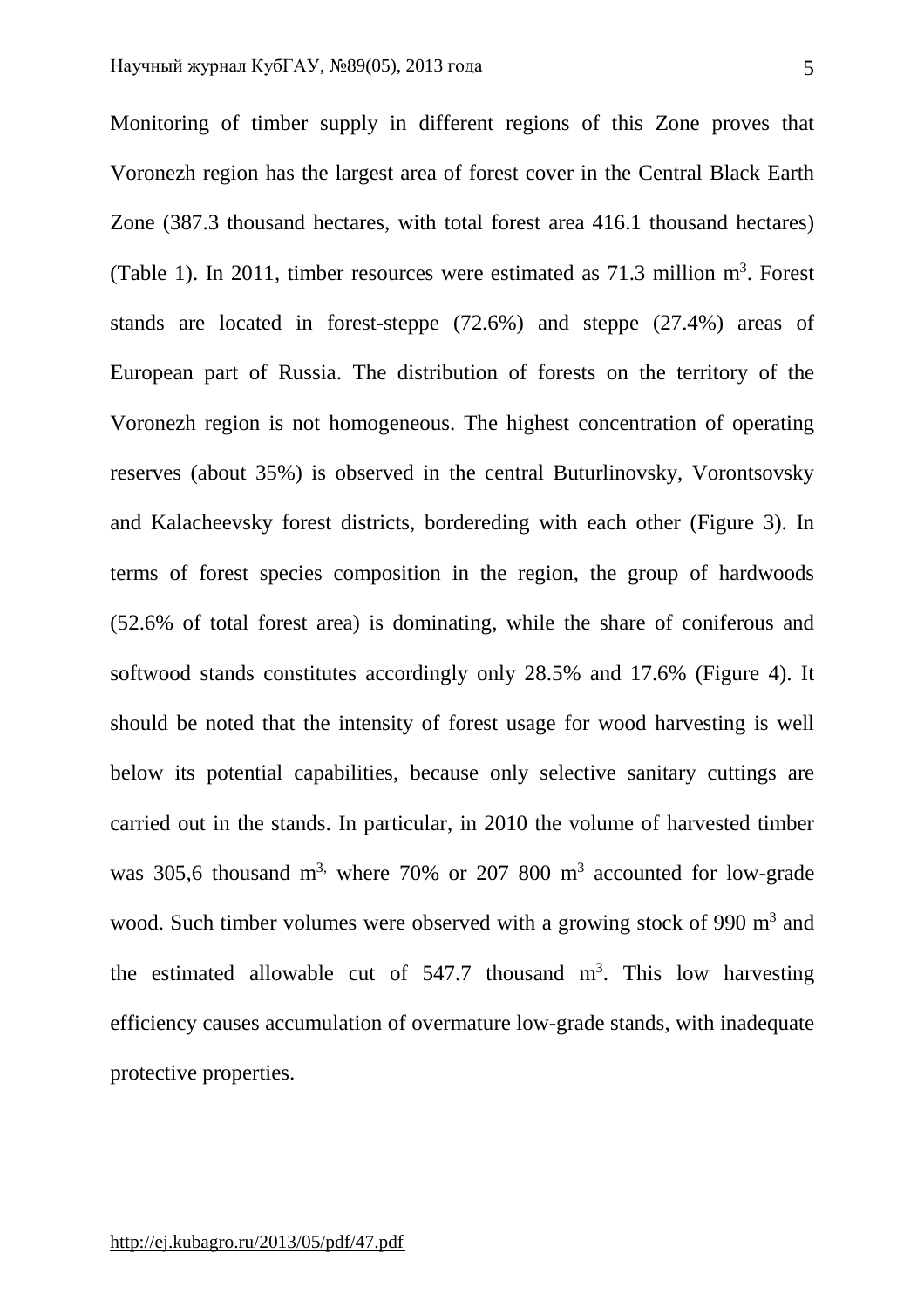Monitoring of timber supply in different regions of this Zone proves that Voronezh region has the largest area of forest cover in the Central Black Earth Zone (387.3 thousand hectares, with total forest area 416.1 thousand hectares) (Table 1). In 2011, timber resources were estimated as 71.3 million $m^3$. Forest stands are located in forest-steppe (72.6%) and steppe (27.4%) areas of European part of Russia. The distribution of forests on the territory of the Voronezh region is not homogeneous. The highest concentration of operating reserves (about 35%) is observed in the central Buturlinovsky, Vorontsovsky and Kalacheevsky forest districts, bordereding with each other (Figure 3). In terms of forest species composition in the region, the group of hardwoods (52.6% of total forest area) is dominating, while the share of coniferous and softwood stands constitutes accordingly only 28.5% and 17.6% (Figure 4). It should be noted that the intensity of forest usage for wood harvesting is well below its potential capabilities, because only selective sanitary cuttings are carried out in the stands. In particular, in 2010 the volume of harvested timber was 305,6 thousand $m^{3,}$ where 70% or 207 800 $m^3$ accounted for low-grade wood. Such timber volumes were observed with a growing stock of 990 $m^3$ and the estimated allowable cut of 547.7 thousand $m^3$. This low harvesting efficiency causes accumulation of overmature low-grade stands, with inadequate protective properties.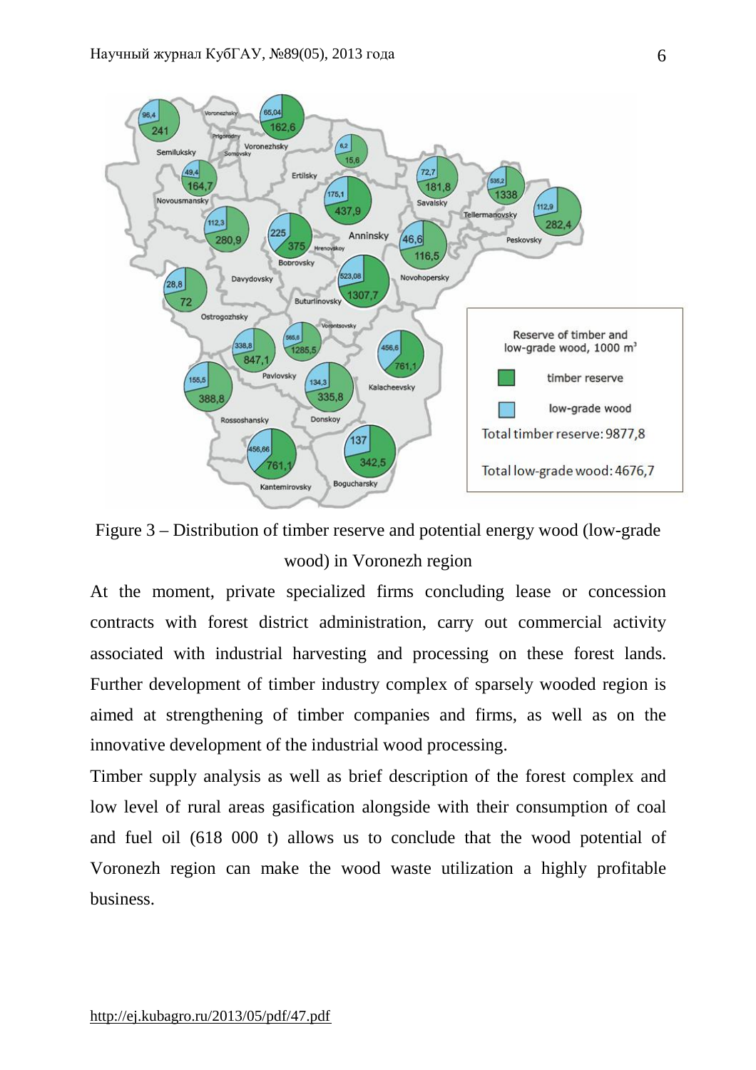Figure 3 – Distribution of timber reserve and potential energy wood (low-grade wood) in Voronezh region

At the moment, private specialized firms concluding lease or concession contracts with forest district administration, carry out commercial activity associated with industrial harvesting and processing on these forest lands. Further development of timber industry complex of sparsely wooded region is aimed at strengthening of timber companies and firms, as well as on the innovative development of the industrial wood processing.

Timber supply analysis as well as brief description of the forest complex and low level of rural areas gasification alongside with their consumption of coal and fuel oil (618 000 t) allows us to conclude that the wood potential of Voronezh region can make the wood waste utilization a highly profitable business.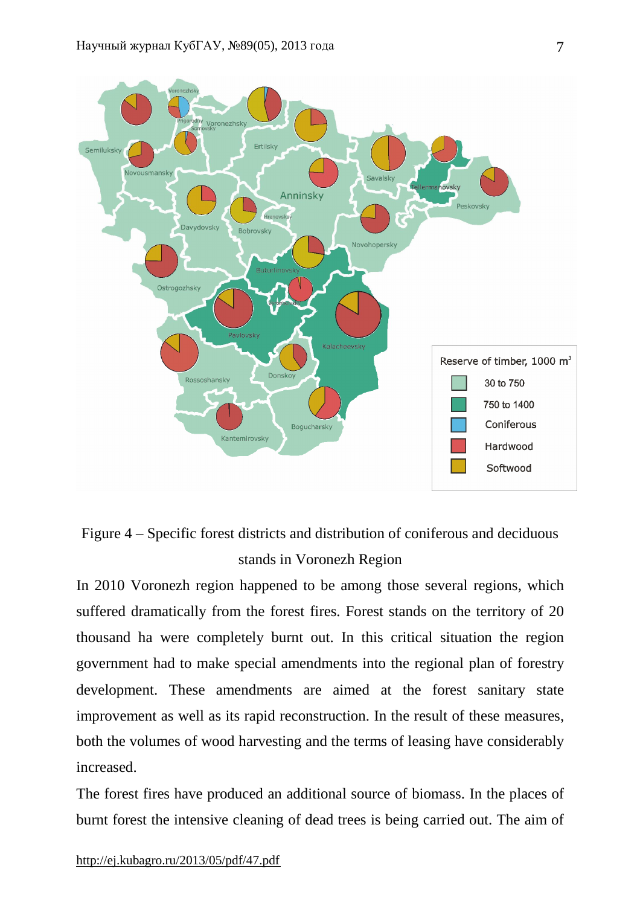Figure 4 – Specific forest districts and distribution of coniferous and deciduous stands in Voronezh Region

In 2010 Voronezh region happened to be among those several regions, which suffered dramatically from the forest fires. Forest stands on the territory of 20 thousand ha were completely burnt out. In this critical situation the region government had to make special amendments into the regional plan of forestry development. These amendments are aimed at the forest sanitary state improvement as well as its rapid reconstruction. In the result of these measures, both the volumes of wood harvesting and the terms of leasing have considerably increased.

The forest fires have produced an additional source of biomass. In the places of burnt forest the intensive cleaning of dead trees is being carried out. The aim of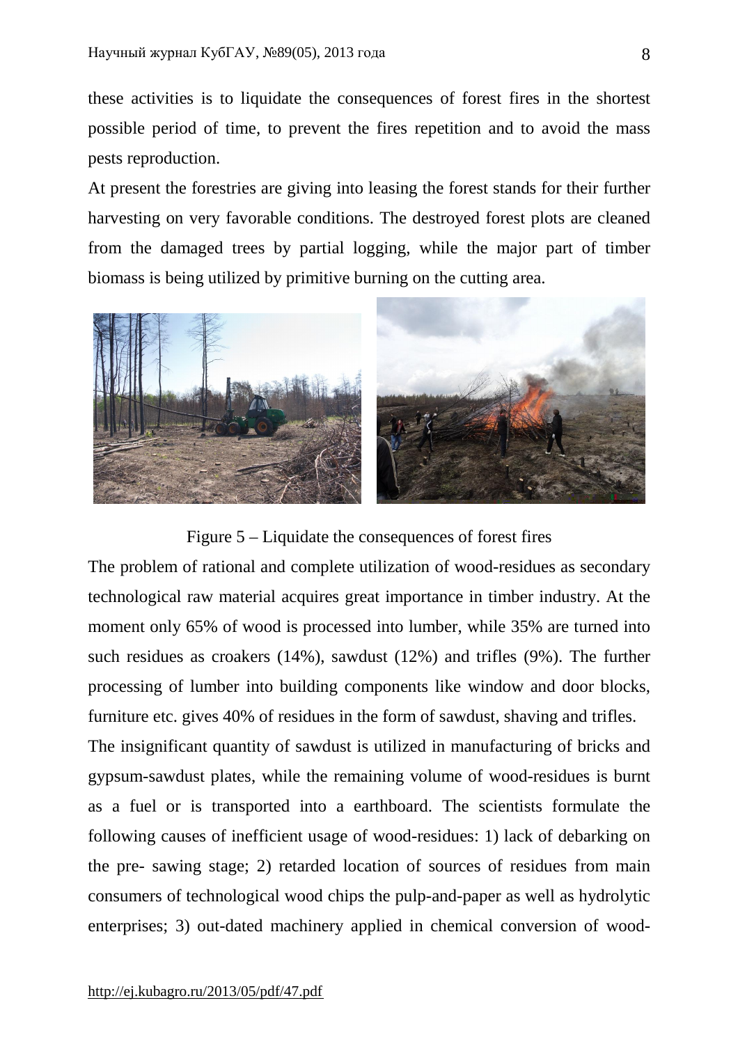these activities is to liquidate the consequences of forest fires in the shortest possible period of time, to prevent the fires repetition and to avoid the mass pests reproduction.

At present the forestries are giving into leasing the forest stands for their further harvesting on very favorable conditions. The destroyed forest plots are cleaned from the damaged trees by partial logging, while the major part of timber biomass is being utilized by primitive burning on the cutting area.

Figure 5 – Liquidate the consequences of forest fires

The problem of rational and complete utilization of wood-residues as secondary technological raw material acquires great importance in timber industry. At the moment only 65% of wood is processed into lumber, while 35% are turned into such residues as croakers (14%), sawdust (12%) and trifles (9%). The further processing of lumber into building components like window and door blocks, furniture etc. gives 40% of residues in the form of sawdust, shaving and trifles.

The insignificant quantity of sawdust is utilized in manufacturing of bricks and gypsum-sawdust plates, while the remaining volume of wood-residues is burnt as a fuel or is transported into a earthboard. The scientists formulate the following causes of inefficient usage of wood-residues: 1) lack of debarking on the pre- sawing stage; 2) retarded location of sources of residues from main consumers of technological wood chips the pulp-and-paper as well as hydrolytic enterprises; 3) out-dated machinery applied in chemical conversion of wood-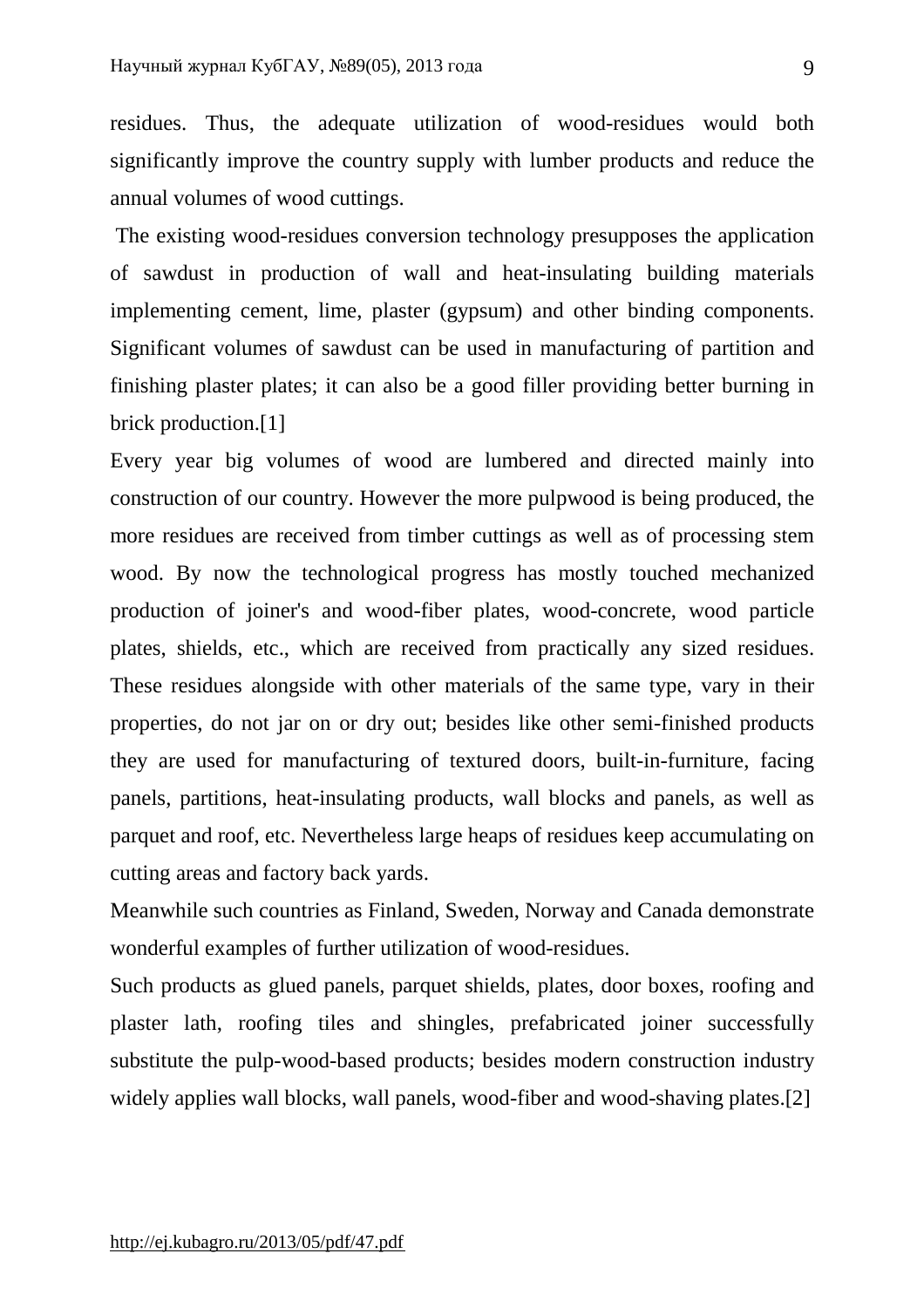residues. Thus, the adequate utilization of wood-residues would both significantly improve the country supply with lumber products and reduce the annual volumes of wood cuttings.

The existing wood-residues conversion technology presupposes the application of sawdust in production of wall and heat-insulating building materials implementing cement, lime, plaster (gypsum) and other binding components. Significant volumes of sawdust can be used in manufacturing of partition and finishing plaster plates; it can also be a good filler providing better burning in brick production.[1]

Every year big volumes of wood are lumbered and directed mainly into construction of our country. However the more pulpwood is being produced, the more residues are received from timber cuttings as well as of processing stem wood. By now the technological progress has mostly touched mechanized production of joiner's and wood-fiber plates, wood-concrete, wood particle plates, shields, etc., which are received from practically any sized residues. These residues alongside with other materials of the same type, vary in their properties, do not jar on or dry out; besides like other semi-finished products they are used for manufacturing of textured doors, built-in-furniture, facing panels, partitions, heat-insulating products, wall blocks and panels, as well as parquet and roof, etc. Nevertheless large heaps of residues keep accumulating on cutting areas and factory back yards.

Meanwhile such countries as Finland, Sweden, Norway and Canada demonstrate wonderful examples of further utilization of wood-residues.

Such products as glued panels, parquet shields, plates, door boxes, roofing and plaster lath, roofing tiles and shingles, prefabricated joiner successfully substitute the pulp-wood-based products; besides modern construction industry widely applies wall blocks, wall panels, wood-fiber and wood-shaving plates.[2]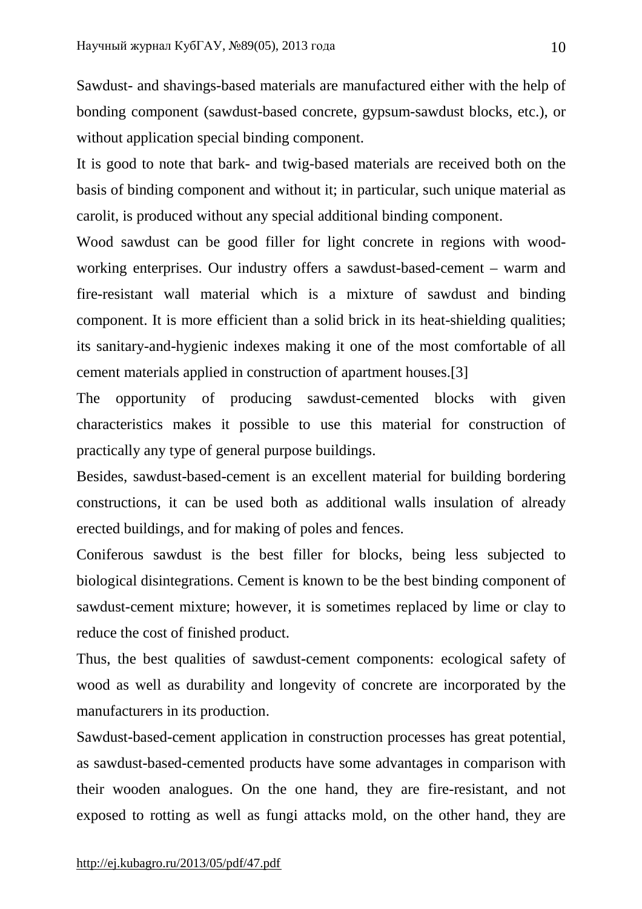Sawdust- and shavings-based materials are manufactured either with the help of bonding component (sawdust-based concrete, gypsum-sawdust blocks, etc.), or without application special binding component.

It is good to note that bark- and twig-based materials are received both on the basis of binding component and without it; in particular, such unique material as carolit, is produced without any special additional binding component.

Wood sawdust can be good filler for light concrete in regions with wood-working enterprises. Our industry offers a sawdust-based-cement – warm and fire-resistant wall material which is a mixture of sawdust and binding component. It is more efficient than a solid brick in its heat-shielding qualities; its sanitary-and-hygienic indexes making it one of the most comfortable of all cement materials applied in construction of apartment houses.[3]

The opportunity of producing sawdust-cemented blocks with given characteristics makes it possible to use this material for construction of practically any type of general purpose buildings.

Besides, sawdust-based-cement is an excellent material for building bordering constructions, it can be used both as additional walls insulation of already erected buildings, and for making of poles and fences.

Coniferous sawdust is the best filler for blocks, being less subjected to biological disintegrations. Cement is known to be the best binding component of sawdust-cement mixture; however, it is sometimes replaced by lime or clay to reduce the cost of finished product.

Thus, the best qualities of sawdust-cement components: ecological safety of wood as well as durability and longevity of concrete are incorporated by the manufacturers in its production.

Sawdust-based-cement application in construction processes has great potential, as sawdust-based-cemented products have some advantages in comparison with their wooden analogues. On the one hand, they are fire-resistant, and not exposed to rotting as well as fungi attacks mold, on the other hand, they are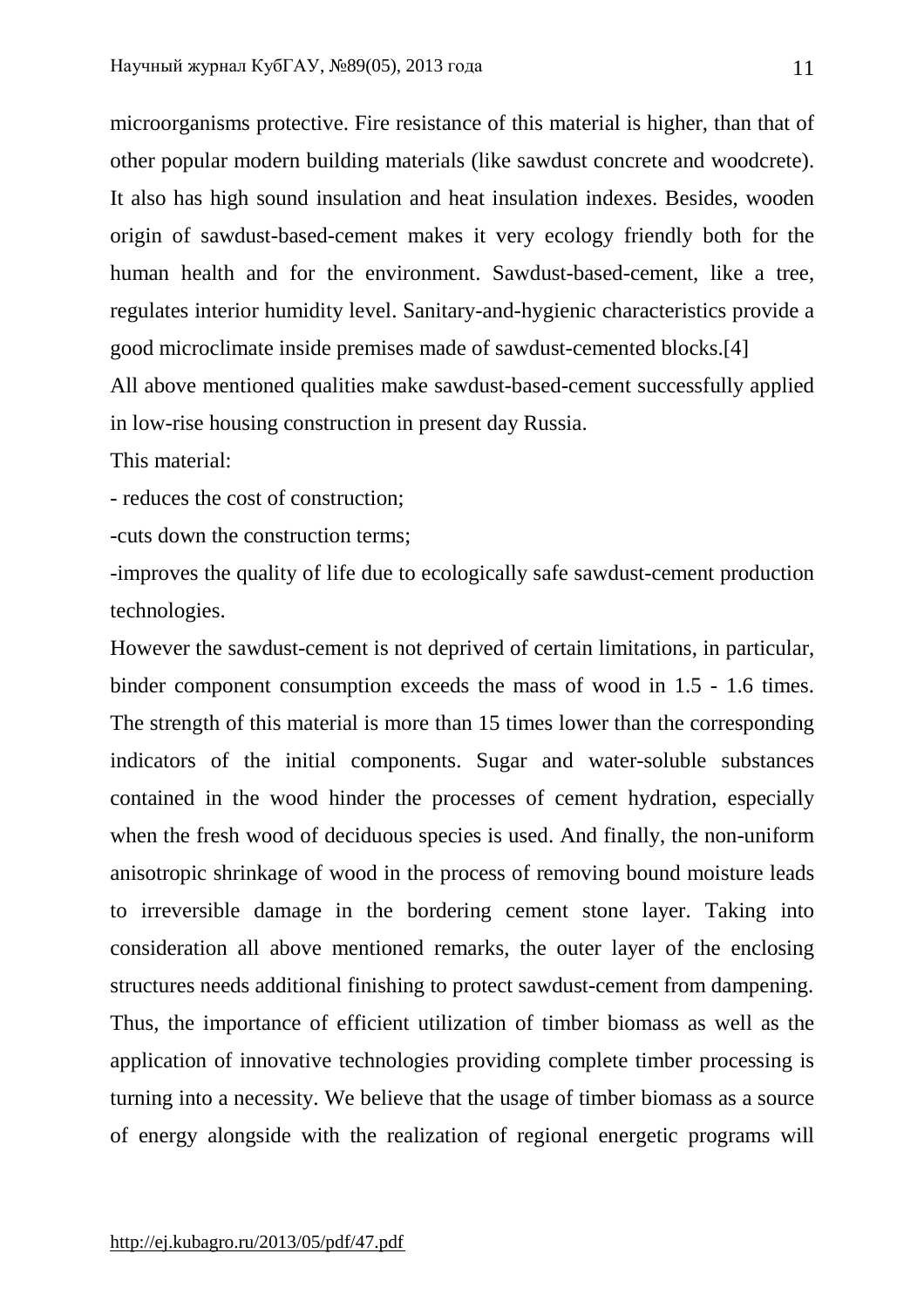microorganisms protective. Fire resistance of this material is higher, than that of other popular modern building materials (like sawdust concrete and woodcrete). It also has high sound insulation and heat insulation indexes. Besides, wooden origin of sawdust-based-cement makes it very ecology friendly both for the human health and for the environment. Sawdust-based-cement, like a tree, regulates interior humidity level. Sanitary-and-hygienic characteristics provide a good microclimate inside premises made of sawdust-cemented blocks.[4]

All above mentioned qualities make sawdust-based-cement successfully applied in low-rise housing construction in present day Russia.

This material:

- reduces the cost of construction;
- cuts down the construction terms;
- improves the quality of life due to ecologically safe sawdust-cement production technologies.

However the sawdust-cement is not deprived of certain limitations, in particular, binder component consumption exceeds the mass of wood in 1.5 - 1.6 times. The strength of this material is more than 15 times lower than the corresponding indicators of the initial components. Sugar and water-soluble substances contained in the wood hinder the processes of cement hydration, especially when the fresh wood of deciduous species is used. And finally, the non-uniform anisotropic shrinkage of wood in the process of removing bound moisture leads to irreversible damage in the bordering cement stone layer. Taking into consideration all above mentioned remarks, the outer layer of the enclosing structures needs additional finishing to protect sawdust-cement from dampening. Thus, the importance of efficient utilization of timber biomass as well as the application of innovative technologies providing complete timber processing is turning into a necessity. We believe that the usage of timber biomass as a source of energy alongside with the realization of regional energetic programs will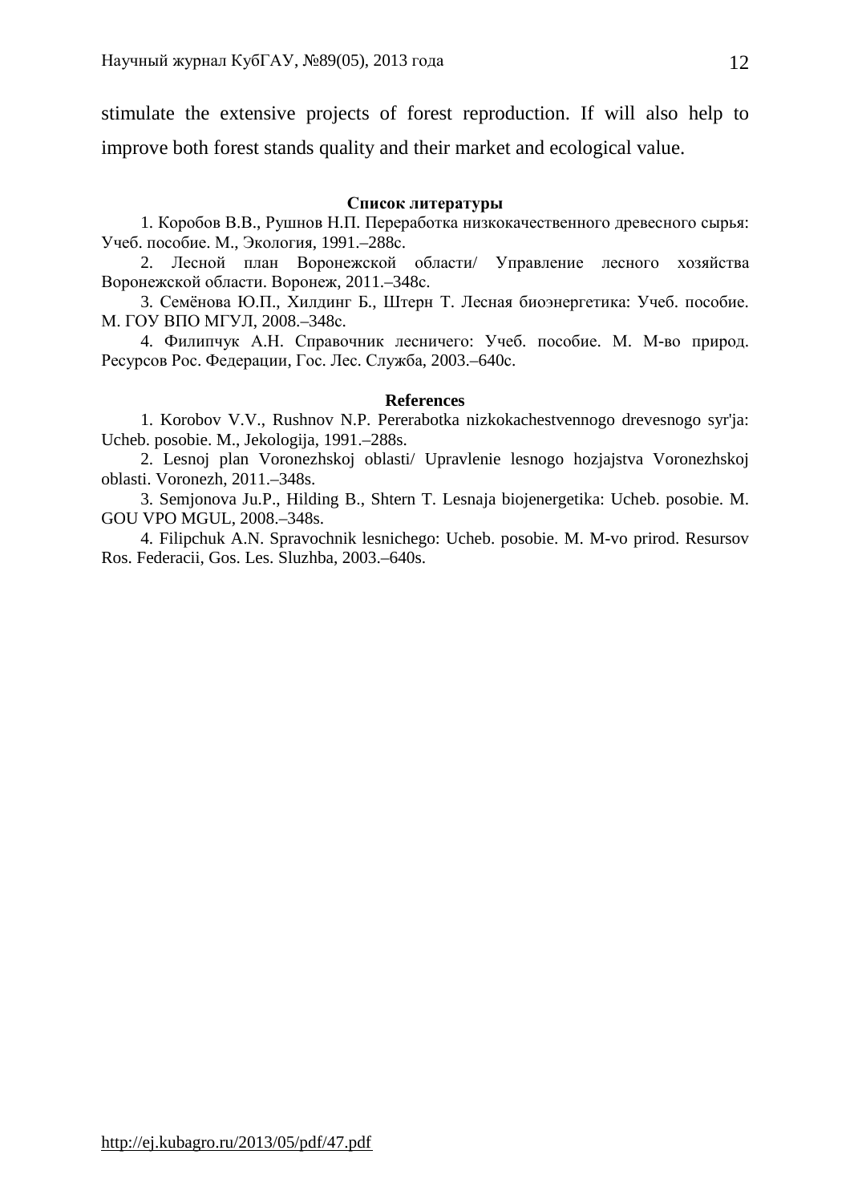stimulate the extensive projects of forest reproduction. If will also help to improve both forest stands quality and their market and ecological value.

**Список литературы**

1. Коробов В.В., Рушнов Н.П. Переработка низкокачественного древесного сырья: Учеб. пособие. М., Экология, 1991.–288с.
2. Лесной план Воронежской области/ Управление лесного хозяйства Воронежской области. Воронеж, 2011.–348с.
3. Семёнова Ю.П., Хилдинг Б., Штерн Т. Лесная биоэнергетика: Учеб. пособие. М. ГОУ ВПО МГУЛ, 2008.–348с.
4. Филипчук А.Н. Справочник лесничего: Учеб. пособие. М. М-во природ. Ресурсов Рос. Федерации, Гос. Лес. Служба, 2003.–640с.

**References**

1. Korobov V.V., Rushnov N.P. Pererabotka nizkokachestvennogo drevesnogo syr'ja: Ucheb. posobie. M., Jekologija, 1991.–288s.
2. Lesnoj plan Voronezhskoj oblasti/ Upravlenie lesnogo hozjajstva Voronezhskoj oblasti. Voronezh, 2011.–348s.
3. Semjonova Ju.P., Hilding B., Shtern T. Lesnaja biojenergetika: Ucheb. posobie. M. GOU VPO MGUL, 2008.–348s.
4. Filipchuk A.N. Spravochnik lesnichego: Ucheb. posobie. M. M-vo prirod. Resursov Ros. Federacii, Gos. Les. Sluzhba, 2003.–640s.